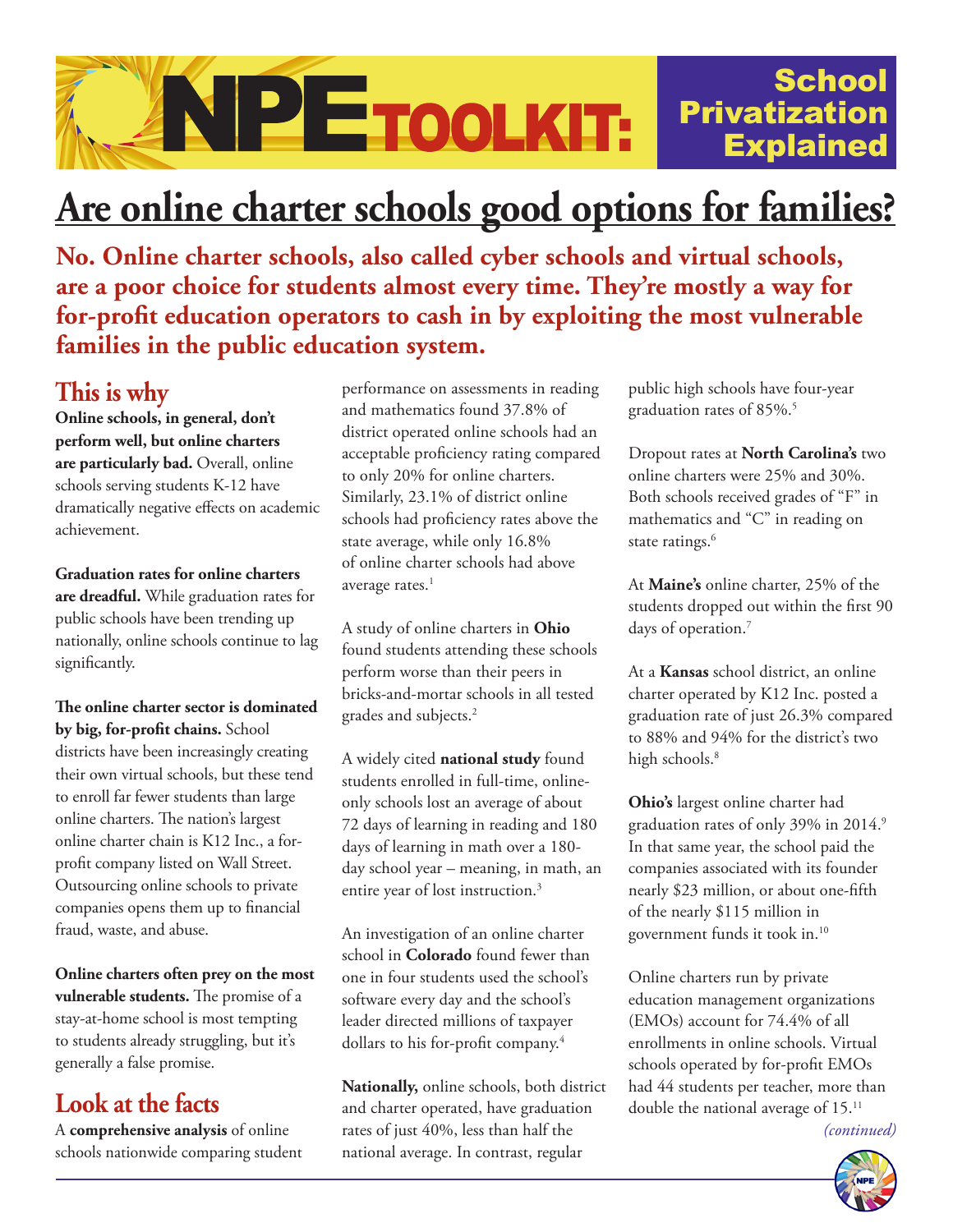# NPE TOOLKIT: School Privatization Explained

# Are online charter schools good options for families?

**No. Online charter schools, also called cyber schools and virtual schools, are a poor choice for students almost every time. They're mostly a way for for-profit education operators to cash in by exploiting the most vulnerable families in the public education system.**

## This is why

**Online schools, in general, don't perform well, but online charters are particularly bad.** Overall, online schools serving students K-12 have dramatically negative effects on academic achievement.

**Graduation rates for online charters are dreadful.** While graduation rates for public schools have been trending up nationally, online schools continue to lag significantly.

**The online charter sector is dominated by big, for-profit chains.** School districts have been increasingly creating their own virtual schools, but these tend to enroll far fewer students than large online charters. The nation's largest online charter chain is K12 Inc., a for-profit company listed on Wall Street. Outsourcing online schools to private companies opens them up to financial fraud, waste, and abuse.

**Online charters often prey on the most vulnerable students.** The promise of a stay-at-home school is most tempting to students already struggling, but it's generally a false promise.

## Look at the facts

A **comprehensive analysis** of online schools nationwide comparing student performance on assessments in reading and mathematics found 37.8% of district operated online schools had an acceptable proficiency rating compared to only 20% for online charters. Similarly, 23.1% of district online schools had proficiency rates above the state average, while only 16.8% of online charter schools had above average rates.[1]

A study of online charters in **Ohio** found students attending these schools perform worse than their peers in bricks-and-mortar schools in all tested grades and subjects.[2]

A widely cited **national study** found students enrolled in full-time, online-only schools lost an average of about 72 days of learning in reading and 180 days of learning in math over a 180-day school year – meaning, in math, an entire year of lost instruction.[3]

An investigation of an online charter school in **Colorado** found fewer than one in four students used the school's software every day and the school's leader directed millions of taxpayer dollars to his for-profit company.[4]

**Nationally,** online schools, both district and charter operated, have graduation rates of just 40%, less than half the national average. In contrast, regular public high schools have four-year graduation rates of 85%.[5]

Dropout rates at **North Carolina's** two online charters were 25% and 30%. Both schools received grades of "F" in mathematics and "C" in reading on state ratings.[6]

At **Maine's** online charter, 25% of the students dropped out within the first 90 days of operation.[7]

At a **Kansas** school district, an online charter operated by K12 Inc. posted a graduation rate of just 26.3% compared to 88% and 94% for the district's two high schools.[8]

**Ohio's** largest online charter had graduation rates of only 39% in 2014.[9] In that same year, the school paid the companies associated with its founder nearly $23 million, or about one-fifth of the nearly $115 million in government funds it took in.[10]

Online charters run by private education management organizations (EMOs) account for 74.4% of all enrollments in online schools. Virtual schools operated by for-profit EMOs had 44 students per teacher, more than double the national average of 15.[11]

*(continued)*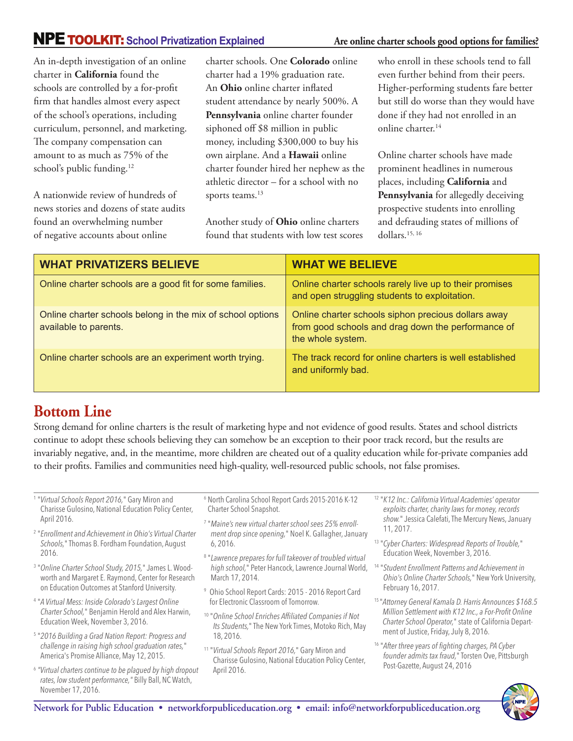An in-depth investigation of an online charter in **California** found the schools are controlled by a for-profit firm that handles almost every aspect of the school's operations, including curriculum, personnel, and marketing. The company compensation can amount to as much as 75% of the school's public funding.[12]

A nationwide review of hundreds of news stories and dozens of state audits found an overwhelming number of negative accounts about online charter schools. One **Colorado** online charter had a 19% graduation rate. An **Ohio** online charter inflated student attendance by nearly 500%. A **Pennsylvania** online charter founder siphoned off $8 million in public money, including $300,000 to buy his own airplane. And a **Hawaii** online charter founder hired her nephew as the athletic director – for a school with no sports teams.[13]

Another study of **Ohio** online charters found that students with low test scores who enroll in these schools tend to fall even further behind from their peers. Higher-performing students fare better but still do worse than they would have done if they had not enrolled in an online charter.[14]

Online charter schools have made prominent headlines in numerous places, including **California** and **Pennsylvania** for allegedly deceiving prospective students into enrolling and defrauding states of millions of dollars.[15, 16]

| WHAT PRIVATIZERS BELIEVE | WHAT WE BELIEVE |
|---|---|
| Online charter schools are a good fit for some families. | Online charter schools rarely live up to their promises and open struggling students to exploitation. |
| Online charter schools belong in the mix of school options available to parents. | Online charter schools siphon precious dollars away from good schools and drag down the performance of the whole system. |
| Online charter schools are an experiment worth trying. | The track record for online charters is well established and uniformly bad. |

## Bottom Line

Strong demand for online charters is the result of marketing hype and not evidence of good results. States and school districts continue to adopt these schools believing they can somehow be an exception to their poor track record, but the results are invariably negative, and, in the meantime, more children are cheated out of a quality education while for-private companies add to their profits. Families and communities need high-quality, well-resourced public schools, not false promises.

[1] "*Virtual Schools Report 2016,*" Gary Miron and Charisse Gulosino, National Education Policy Center, April 2016.

[2] "*Enrollment and Achievement in Ohio's Virtual Charter Schools,*" Thomas B. Fordham Foundation, August 2016.

[3] "*Online Charter School Study, 2015,*" James L. Woodworth and Margaret E. Raymond, Center for Research on Education Outcomes at Stanford University.

[4] "*A Virtual Mess: Inside Colorado's Largest Online Charter School,*" Benjamin Herold and Alex Harwin, Education Week, November 3, 2016.

[5] "*2016 Building a Grad Nation Report: Progress and challenge in raising high school graduation rates,*" America's Promise Alliance, May 12, 2015.

[6] "*Virtual charters continue to be plagued by high dropout rates, low student performance,*" Billy Ball, NC Watch, November 17, 2016.

[6] North Carolina School Report Cards 2015-2016 K-12 Charter School Snapshot.

[7] "*Maine's new virtual charter school sees 25% enrollment drop since opening,*" Noel K. Gallagher, January 6, 2016.

[8] "*Lawrence prepares for full takeover of troubled virtual high school,*" Peter Hancock, Lawrence Journal World, March 17, 2014.

[9] Ohio School Report Cards: 2015 - 2016 Report Card for Electronic Classroom of Tomorrow.

[10] "*Online School Enriches Affiliated Companies if Not Its Students,*" The New York Times, Motoko Rich, May 18, 2016.

[11] "*Virtual Schools Report 2016,*" Gary Miron and Charisse Gulosino, National Education Policy Center, April 2016.

[12] "*K12 Inc.: California Virtual Academies' operator exploits charter, charity laws for money, records show.*" Jessica Calefati, The Mercury News, January 11, 2017.

[13] "*Cyber Charters: Widespread Reports of Trouble,*" Education Week, November 3, 2016.

[14] "*Student Enrollment Patterns and Achievement in Ohio's Online Charter Schools,*" New York University, February 16, 2017.

[15] "*Attorney General Kamala D. Harris Announces $168.5 Million Settlement with K12 Inc., a For-Profit Online Charter School Operator,*" state of California Department of Justice, Friday, July 8, 2016.

[16] "*After three years of fighting charges, PA Cyber founder admits tax fraud,*" Torsten Ove, Pittsburgh Post-Gazette, August 24, 2016